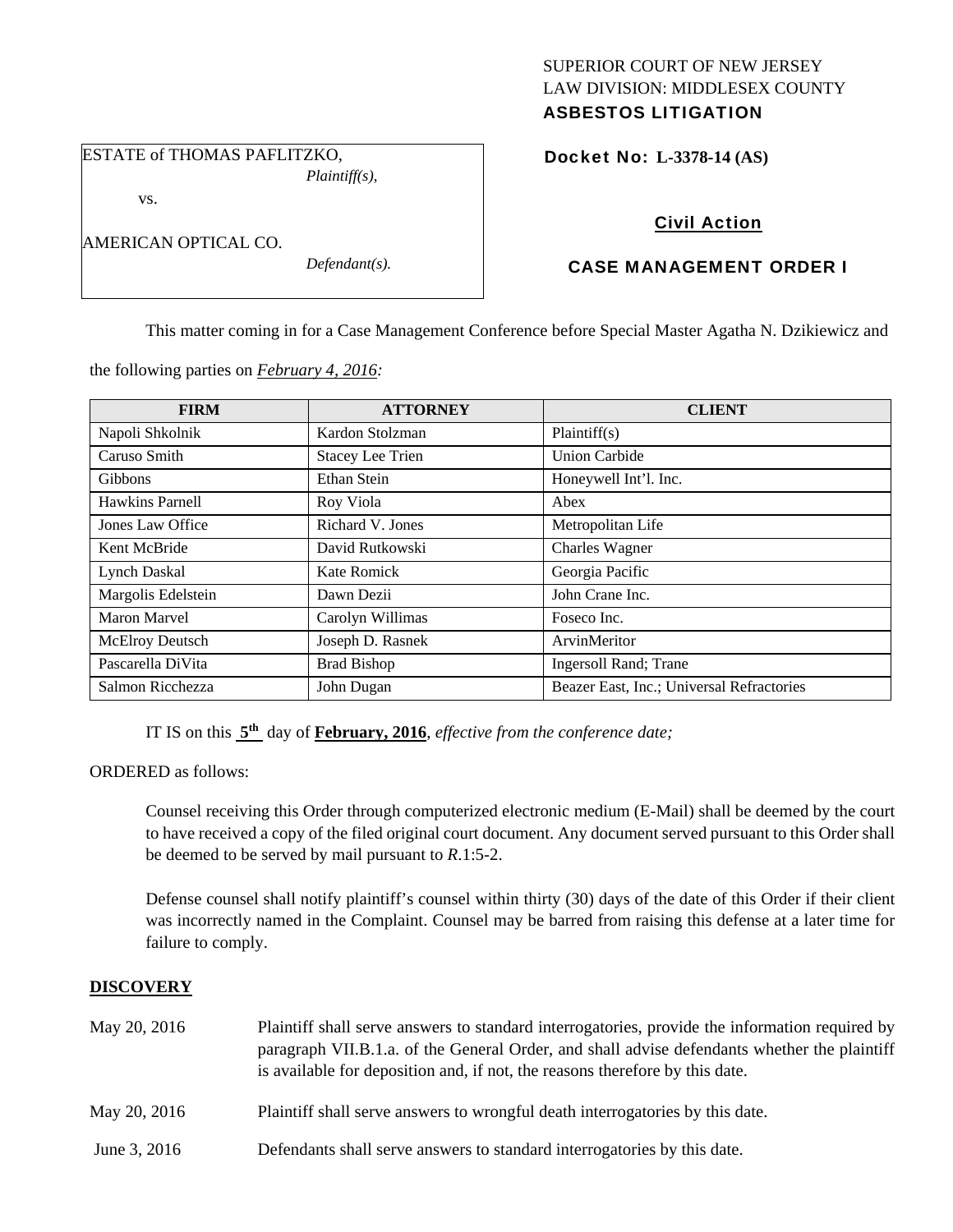SUPERIOR COURT OF NEW JERSEY
LAW DIVISION: MIDDLESEX COUNTY
**ASBESTOS LITIGATION**

ESTATE of THOMAS PAFLITZKO,
*Plaintiff(s),*

vs.

AMERICAN OPTICAL CO.
*Defendant(s).*

**Docket No: L-3378-14 (AS)**

**Civil Action**

**CASE MANAGEMENT ORDER I**

This matter coming in for a Case Management Conference before Special Master Agatha N. Dzikiewicz and the following parties on *February 4, 2016:*

| FIRM | ATTORNEY | CLIENT |
|---|---|---|
| Napoli Shkolnik | Kardon Stolzman | Plaintiff(s) |
| Caruso Smith | Stacey Lee Trien | Union Carbide |
| Gibbons | Ethan Stein | Honeywell Int'l. Inc. |
| Hawkins Parnell | Roy Viola | Abex |
| Jones Law Office | Richard V. Jones | Metropolitan Life |
| Kent McBride | David Rutkowski | Charles Wagner |
| Lynch Daskal | Kate Romick | Georgia Pacific |
| Margolis Edelstein | Dawn Dezii | John Crane Inc. |
| Maron Marvel | Carolyn Willimas | Foseco Inc. |
| McElroy Deutsch | Joseph D. Rasnek | ArvinMeritor |
| Pascarella DiVita | Brad Bishop | Ingersoll Rand; Trane |
| Salmon Ricchezza | John Dugan | Beazer East, Inc.; Universal Refractories |

IT IS on this **5th** day of **February, 2016**, *effective from the conference date;*

ORDERED as follows:

Counsel receiving this Order through computerized electronic medium (E-Mail) shall be deemed by the court to have received a copy of the filed original court document. Any document served pursuant to this Order shall be deemed to be served by mail pursuant to *R*.1:5-2.

Defense counsel shall notify plaintiff's counsel within thirty (30) days of the date of this Order if their client was incorrectly named in the Complaint. Counsel may be barred from raising this defense at a later time for failure to comply.

## DISCOVERY

| | |
|---|---|
| May 20, 2016 | Plaintiff shall serve answers to standard interrogatories, provide the information required by paragraph VII.B.1.a. of the General Order, and shall advise defendants whether the plaintiff is available for deposition and, if not, the reasons therefore by this date. |
| May 20, 2016 | Plaintiff shall serve answers to wrongful death interrogatories by this date. |
| June 3, 2016 | Defendants shall serve answers to standard interrogatories by this date. |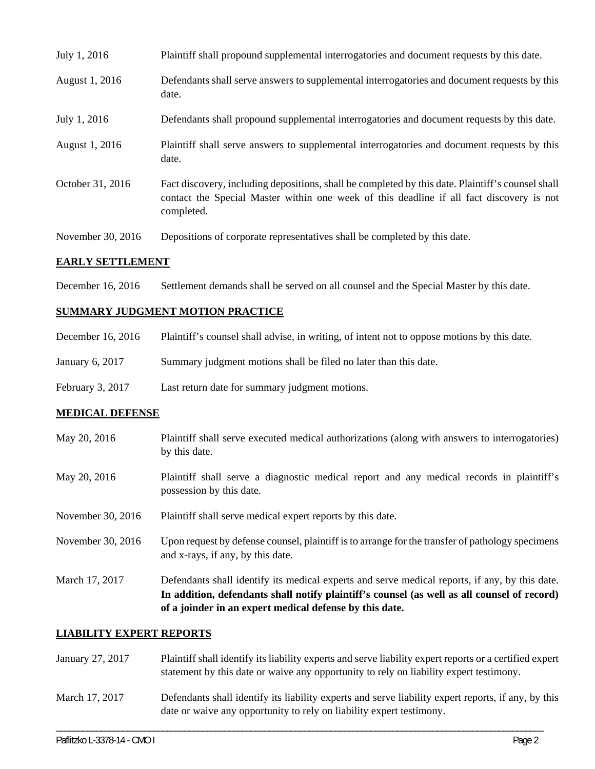| | |
|---|---|
| July 1, 2016 | Plaintiff shall propound supplemental interrogatories and document requests by this date. |
| August 1, 2016 | Defendants shall serve answers to supplemental interrogatories and document requests by this date. |
| July 1, 2016 | Defendants shall propound supplemental interrogatories and document requests by this date. |
| August 1, 2016 | Plaintiff shall serve answers to supplemental interrogatories and document requests by this date. |
| October 31, 2016 | Fact discovery, including depositions, shall be completed by this date. Plaintiff's counsel shall contact the Special Master within one week of this deadline if all fact discovery is not completed. |
| November 30, 2016 | Depositions of corporate representatives shall be completed by this date. |

## EARLY SETTLEMENT

| | |
|---|---|
| December 16, 2016 | Settlement demands shall be served on all counsel and the Special Master by this date. |

## SUMMARY JUDGMENT MOTION PRACTICE

| | |
|---|---|
| December 16, 2016 | Plaintiff's counsel shall advise, in writing, of intent not to oppose motions by this date. |
| January 6, 2017 | Summary judgment motions shall be filed no later than this date. |
| February 3, 2017 | Last return date for summary judgment motions. |

## MEDICAL DEFENSE

| | |
|---|---|
| May 20, 2016 | Plaintiff shall serve executed medical authorizations (along with answers to interrogatories) by this date. |
| May 20, 2016 | Plaintiff shall serve a diagnostic medical report and any medical records in plaintiff's possession by this date. |
| November 30, 2016 | Plaintiff shall serve medical expert reports by this date. |
| November 30, 2016 | Upon request by defense counsel, plaintiff is to arrange for the transfer of pathology specimens and x-rays, if any, by this date. |
| March 17, 2017 | Defendants shall identify its medical experts and serve medical reports, if any, by this date. **In addition, defendants shall notify plaintiff's counsel (as well as all counsel of record) of a joinder in an expert medical defense by this date.** |

## LIABILITY EXPERT REPORTS

| | |
|---|---|
| January 27, 2017 | Plaintiff shall identify its liability experts and serve liability expert reports or a certified expert statement by this date or waive any opportunity to rely on liability expert testimony. |
| March 17, 2017 | Defendants shall identify its liability experts and serve liability expert reports, if any, by this date or waive any opportunity to rely on liability expert testimony. |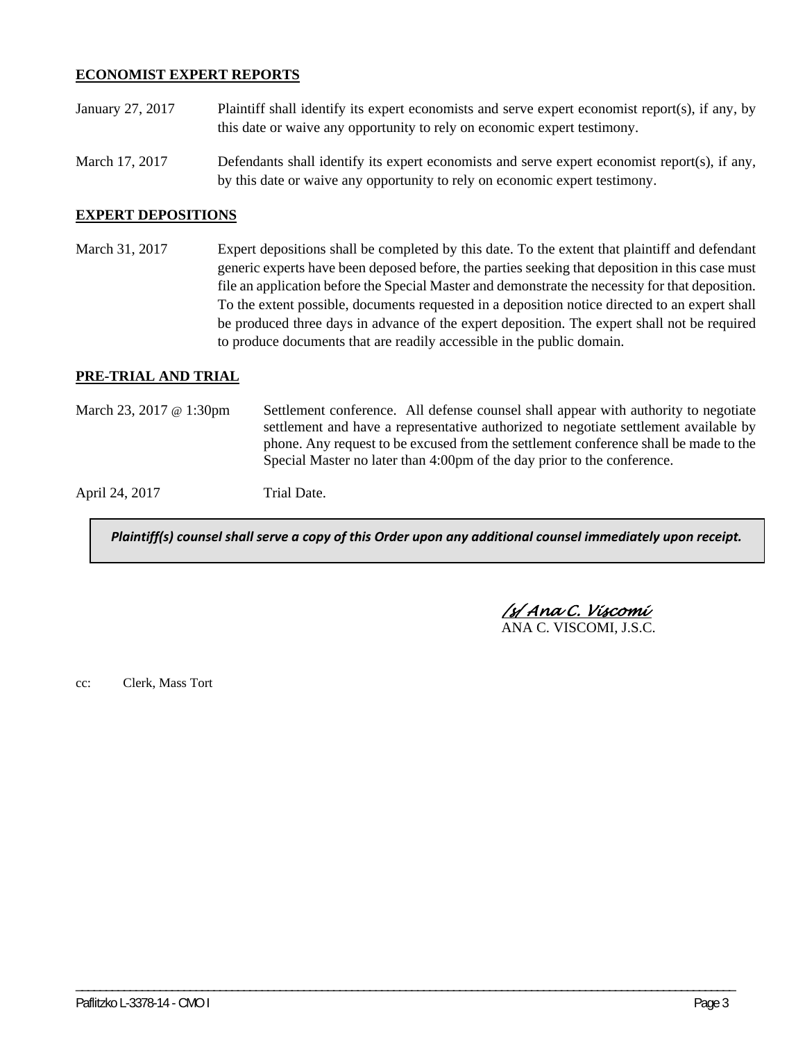**ECONOMIST EXPERT REPORTS**

| | |
|---|---|
| January 27, 2017 | Plaintiff shall identify its expert economists and serve expert economist report(s), if any, by this date or waive any opportunity to rely on economic expert testimony. |
| March 17, 2017 | Defendants shall identify its expert economists and serve expert economist report(s), if any, by this date or waive any opportunity to rely on economic expert testimony. |

**EXPERT DEPOSITIONS**

| | |
|---|---|
| March 31, 2017 | Expert depositions shall be completed by this date. To the extent that plaintiff and defendant generic experts have been deposed before, the parties seeking that deposition in this case must file an application before the Special Master and demonstrate the necessity for that deposition. To the extent possible, documents requested in a deposition notice directed to an expert shall be produced three days in advance of the expert deposition. The expert shall not be required to produce documents that are readily accessible in the public domain. |

**PRE-TRIAL AND TRIAL**

| | |
|---|---|
| March 23, 2017 @ 1:30pm | Settlement conference. All defense counsel shall appear with authority to negotiate settlement and have a representative authorized to negotiate settlement available by phone. Any request to be excused from the settlement conference shall be made to the Special Master no later than 4:00pm of the day prior to the conference. |
| April 24, 2017 | Trial Date. |

***Plaintiff(s) counsel shall serve a copy of this Order upon any additional counsel immediately upon receipt.***

*/s/ Ana C. Viscomi*
ANA C. VISCOMI, J.S.C.

cc: Clerk, Mass Tort